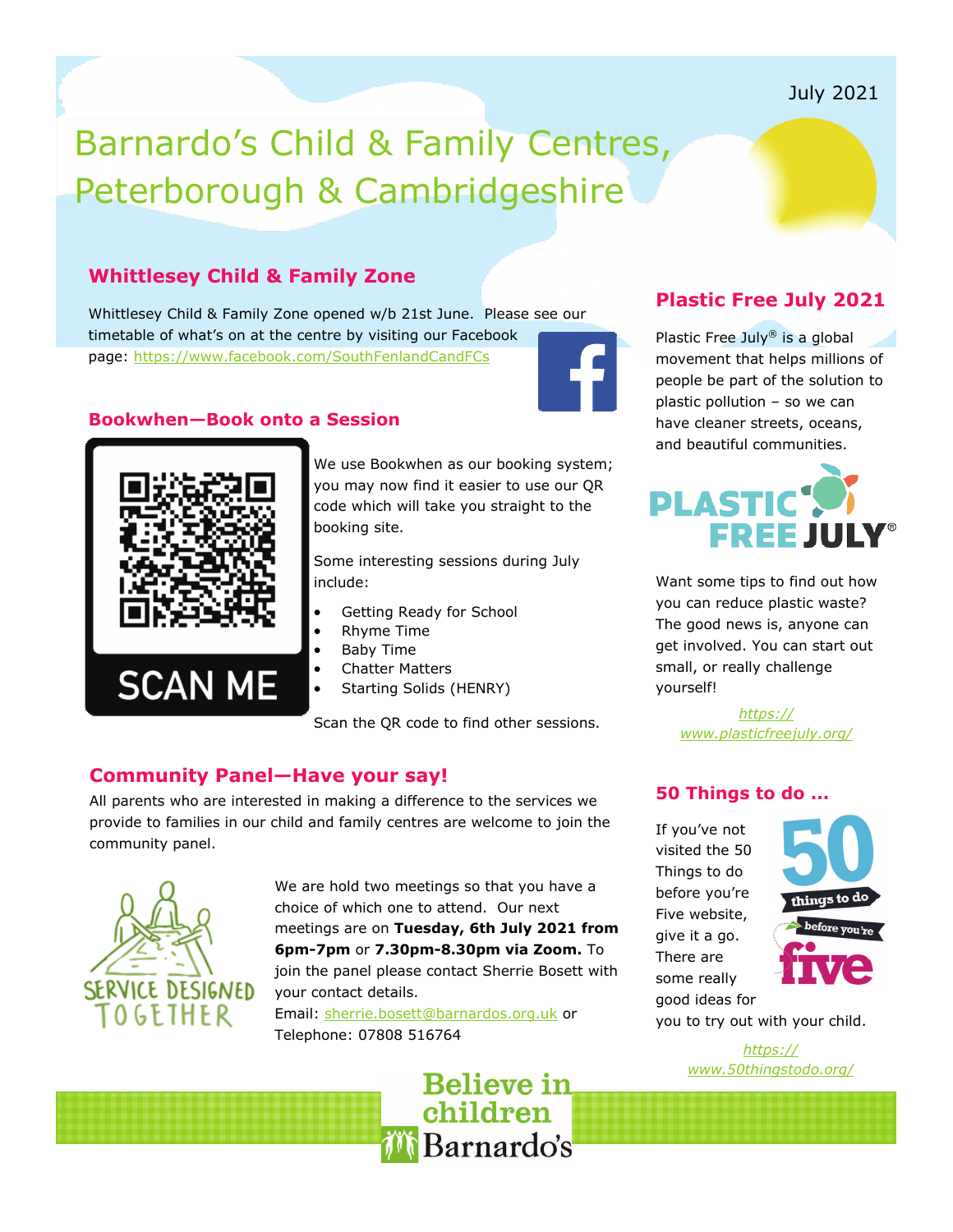July 2021

# Barnardo's Child & Family Centres, Peterborough & Cambridgeshire

## Whittlesey Child & Family Zone

Whittlesey Child & Family Zone opened w/b 21st June. Please see our timetable of what's on at the centre by visiting our Facebook page: https://www.facebook.com/SouthFenlandCandFCs

## Bookwhen—Book onto a Session

SCAN ME

We use Bookwhen as our booking system; you may now find it easier to use our QR code which will take you straight to the booking site.

Some interesting sessions during July include:

- Getting Ready for School
- Rhyme Time
- Baby Time
- Chatter Matters
- Starting Solids (HENRY)

Scan the QR code to find other sessions.

## Community Panel—Have your say!

All parents who are interested in making a difference to the services we provide to families in our child and family centres are welcome to join the community panel.

SERVICE DESIGNED TOGETHER

We are hold two meetings so that you have a choice of which one to attend. Our next meetings are on **Tuesday, 6th July 2021 from 6pm-7pm** or **7.30pm-8.30pm via Zoom.** To join the panel please contact Sherrie Bosett with your contact details.

Email: sherrie.bosett@barnardos.org.uk or Telephone: 07808 516764

## Plastic Free July 2021

Plastic Free July® is a global movement that helps millions of people be part of the solution to plastic pollution – so we can have cleaner streets, oceans, and beautiful communities.

PLASTIC FREE JULY®

Want some tips to find out how you can reduce plastic waste? The good news is, anyone can get involved. You can start out small, or really challenge yourself!

https://www.plasticfreejuly.org/

## 50 Things to do ...

50 things to do before you're five

If you've not visited the 50 Things to do before you're Five website, give it a go. There are some really good ideas for you to try out with your child.

https://www.50thingstodo.org/

Believe in children Barnardo's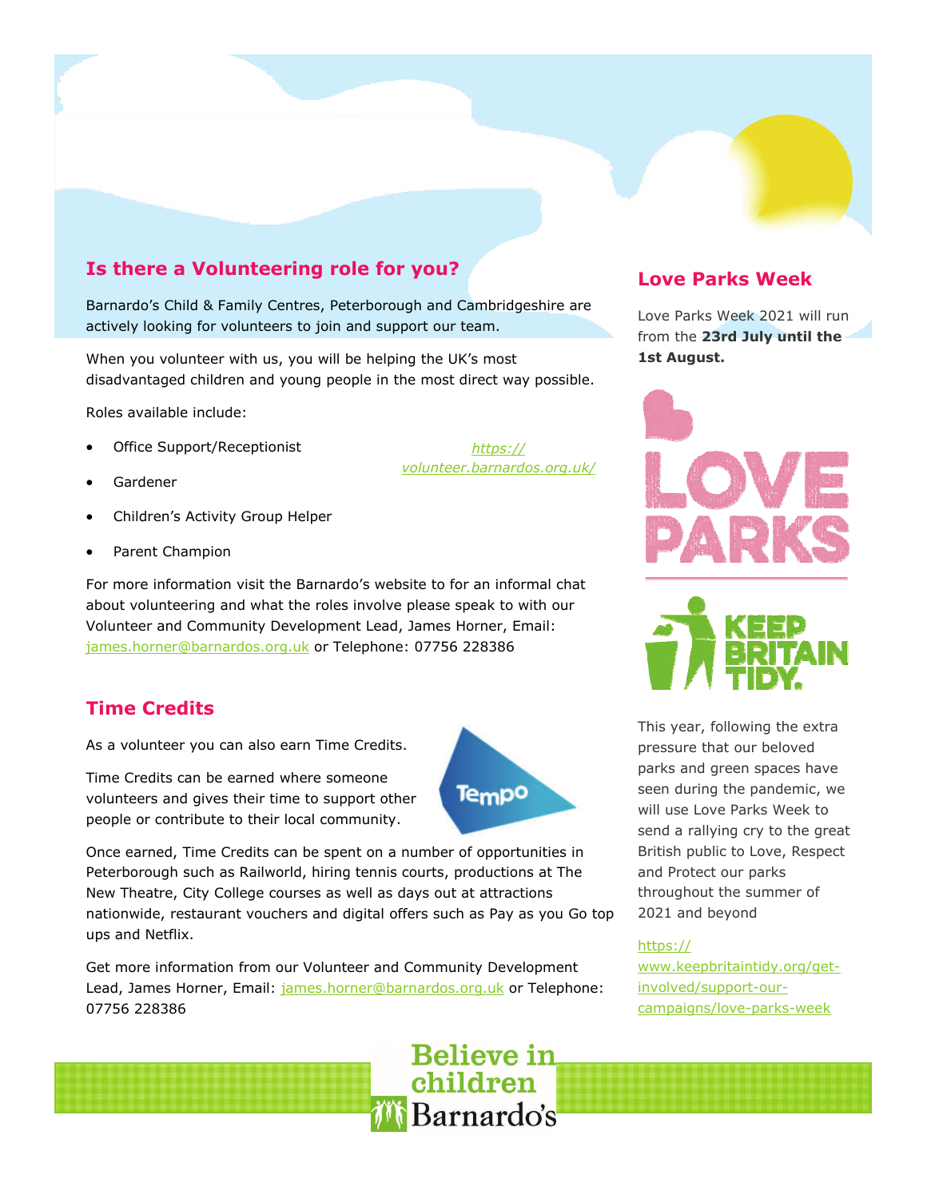## Is there a Volunteering role for you?

Barnardo's Child & Family Centres, Peterborough and Cambridgeshire are actively looking for volunteers to join and support our team.

When you volunteer with us, you will be helping the UK's most disadvantaged children and young people in the most direct way possible.

Roles available include:

- Office Support/Receptionist
- Gardener
- Children's Activity Group Helper
- Parent Champion

*https://volunteer.barnardos.org.uk/*

For more information visit the Barnardo's website to for an informal chat about volunteering and what the roles involve please speak to with our Volunteer and Community Development Lead, James Horner, Email: james.horner@barnardos.org.uk or Telephone: 07756 228386

## Time Credits

As a volunteer you can also earn Time Credits.

Time Credits can be earned where someone volunteers and gives their time to support other people or contribute to their local community.

Once earned, Time Credits can be spent on a number of opportunities in Peterborough such as Railworld, hiring tennis courts, productions at The New Theatre, City College courses as well as days out at attractions nationwide, restaurant vouchers and digital offers such as Pay as you Go top ups and Netflix.

Get more information from our Volunteer and Community Development Lead, James Horner, Email: james.horner@barnardos.org.uk or Telephone: 07756 228386

## Love Parks Week

Love Parks Week 2021 will run from the **23rd July until the 1st August.**

This year, following the extra pressure that our beloved parks and green spaces have seen during the pandemic, we will use Love Parks Week to send a rallying cry to the great British public to Love, Respect and Protect our parks throughout the summer of 2021 and beyond

https://www.keepbritaintidy.org/get-involved/support-our-campaigns/love-parks-week

Believe in children
Barnardo's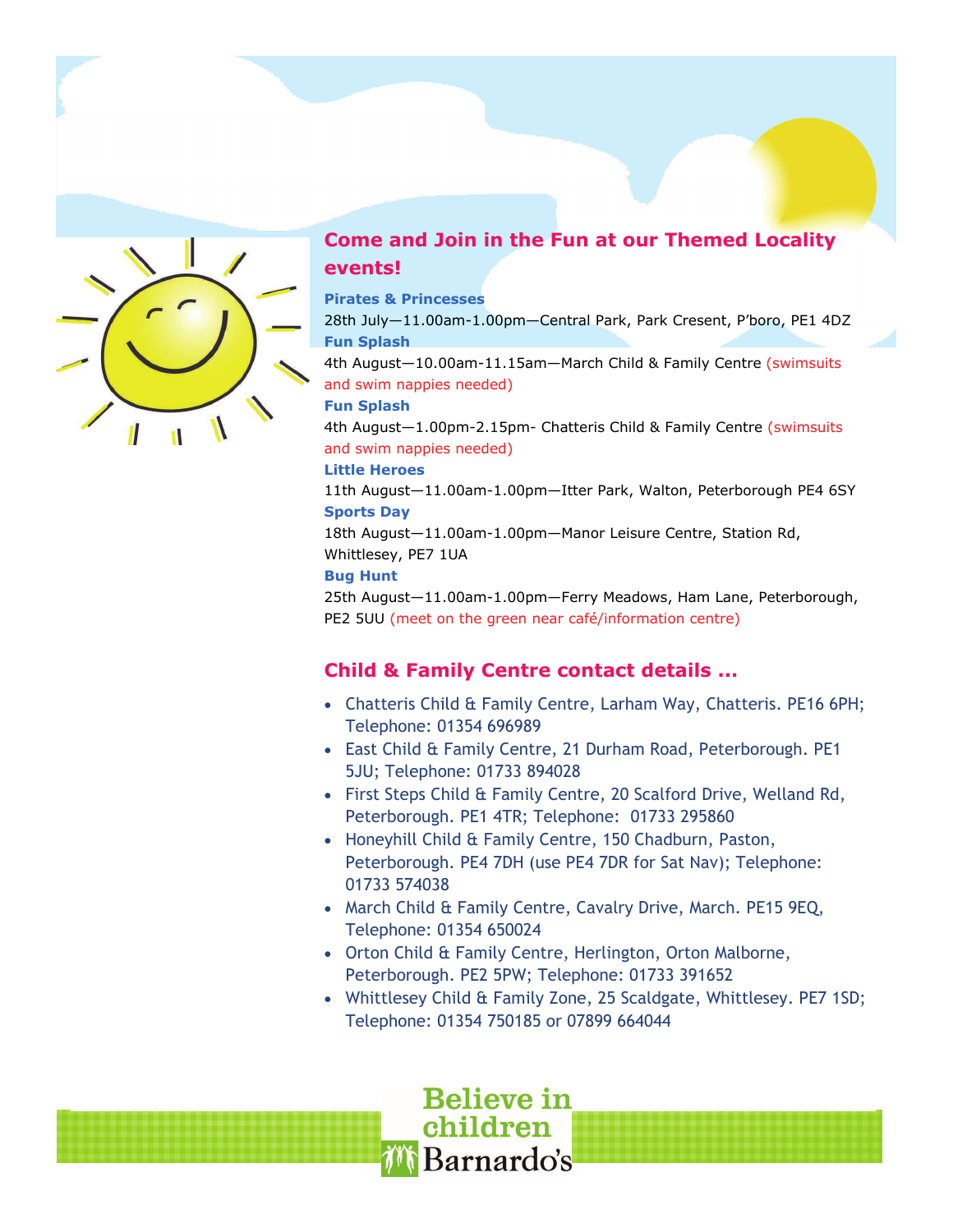## Come and Join in the Fun at our Themed Locality events!

**Pirates & Princesses**
28th July—11.00am-1.00pm—Central Park, Park Cresent, P'boro, PE1 4DZ

**Fun Splash**
4th August—10.00am-11.15am—March Child & Family Centre (swimsuits and swim nappies needed)

**Fun Splash**
4th August—1.00pm-2.15pm- Chatteris Child & Family Centre (swimsuits and swim nappies needed)

**Little Heroes**
11th August—11.00am-1.00pm—Itter Park, Walton, Peterborough PE4 6SY

**Sports Day**
18th August—11.00am-1.00pm—Manor Leisure Centre, Station Rd, Whittlesey, PE7 1UA

**Bug Hunt**
25th August—11.00am-1.00pm—Ferry Meadows, Ham Lane, Peterborough, PE2 5UU (meet on the green near café/information centre)

## Child & Family Centre contact details ...

- Chatteris Child & Family Centre, Larham Way, Chatteris. PE16 6PH; Telephone: 01354 696989
- East Child & Family Centre, 21 Durham Road, Peterborough. PE1 5JU; Telephone: 01733 894028
- First Steps Child & Family Centre, 20 Scalford Drive, Welland Rd, Peterborough. PE1 4TR; Telephone: 01733 295860
- Honeyhill Child & Family Centre, 150 Chadburn, Paston, Peterborough. PE4 7DH (use PE4 7DR for Sat Nav); Telephone: 01733 574038
- March Child & Family Centre, Cavalry Drive, March. PE15 9EQ, Telephone: 01354 650024
- Orton Child & Family Centre, Herlington, Orton Malborne, Peterborough. PE2 5PW; Telephone: 01733 391652
- Whittlesey Child & Family Zone, 25 Scaldgate, Whittlesey. PE7 1SD; Telephone: 01354 750185 or 07899 664044

Believe in children
Barnardo's